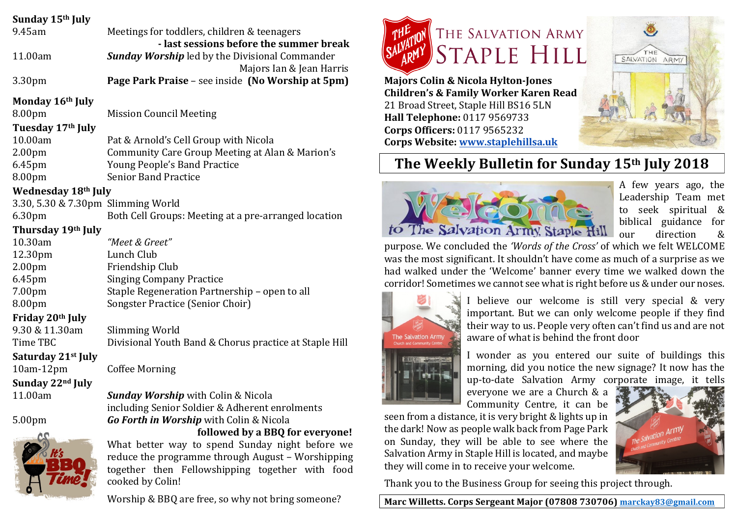# The Salvation Army Staple Hill

**Majors Colin & Nicola Hylton-Jones**
**Children's & Family Worker Karen Read**
21 Broad Street, Staple Hill BS16 5LN
**Hall Telephone:** 0117 9569733
**Corps Officers:** 0117 9565232
**Corps Website:** www.staplehillsa.uk

## The Weekly Bulletin for Sunday 15th July 2018

### Sunday 15th July

| | |
|---|---|
| 9.45am | Meetings for toddlers, children & teenagers **- last sessions before the summer break** |
| 11.00am | ***Sunday Worship*** led by the Divisional Commander Majors Ian & Jean Harris |
| 3.30pm | **Page Park Praise** – see inside **(No Worship at 5pm)** |

### Monday 16th July

| | |
|---|---|
| 8.00pm | Mission Council Meeting |

### Tuesday 17th July

| | |
|---|---|
| 10.00am | Pat & Arnold's Cell Group with Nicola |
| 2.00pm | Community Care Group Meeting at Alan & Marion's |
| 6.45pm | Young People's Band Practice |
| 8.00pm | Senior Band Practice |

### Wednesday 18th July

| | |
|---|---|
| 3.30, 5.30 & 7.30pm | Slimming World |
| 6.30pm | Both Cell Groups: Meeting at a pre-arranged location |

### Thursday 19th July

| | |
|---|---|
| 10.30am | *"Meet & Greet"* |
| 12.30pm | Lunch Club |
| 2.00pm | Friendship Club |
| 6.45pm | Singing Company Practice |
| 7.00pm | Staple Regeneration Partnership – open to all |
| 8.00pm | Songster Practice (Senior Choir) |

### Friday 20th July

| | |
|---|---|
| 9.30 & 11.30am | Slimming World |
| Time TBC | Divisional Youth Band & Chorus practice at Staple Hill |

### Saturday 21st July

| | |
|---|---|
| 10am-12pm | Coffee Morning |

### Sunday 22nd July

| | |
|---|---|
| 11.00am | ***Sunday Worship*** with Colin & Nicola including Senior Soldier & Adherent enrolments |
| 5.00pm | ***Go Forth in Worship*** with Colin & Nicola **followed by a BBQ for everyone!** |

What better way to spend Sunday night before we reduce the programme through August – Worshipping together then Fellowshipping together with food cooked by Colin!

Worship & BBQ are free, so why not bring someone?

---

A few years ago, the Leadership Team met to seek spiritual & biblical guidance for our direction & purpose. We concluded the *'Words of the Cross'* of which we felt WELCOME was the most significant. It shouldn't have come as much of a surprise as we had walked under the 'Welcome' banner every time we walked down the corridor! Sometimes we cannot see what is right before us & under our noses.

I believe our welcome is still very special & very important. But we can only welcome people if they find their way to us. People very often can't find us and are not aware of what is behind the front door

I wonder as you entered our suite of buildings this morning, did you notice the new signage? It now has the up-to-date Salvation Army corporate image, it tells everyone we are a Church & a Community Centre, it can be seen from a distance, it is very bright & lights up in the dark! Now as people walk back from Page Park on Sunday, they will be able to see where the Salvation Army in Staple Hill is located, and maybe they will come in to receive your welcome.

Thank you to the Business Group for seeing this project through.

**Marc Willetts. Corps Sergeant Major (07808 730706)** marckay83@gmail.com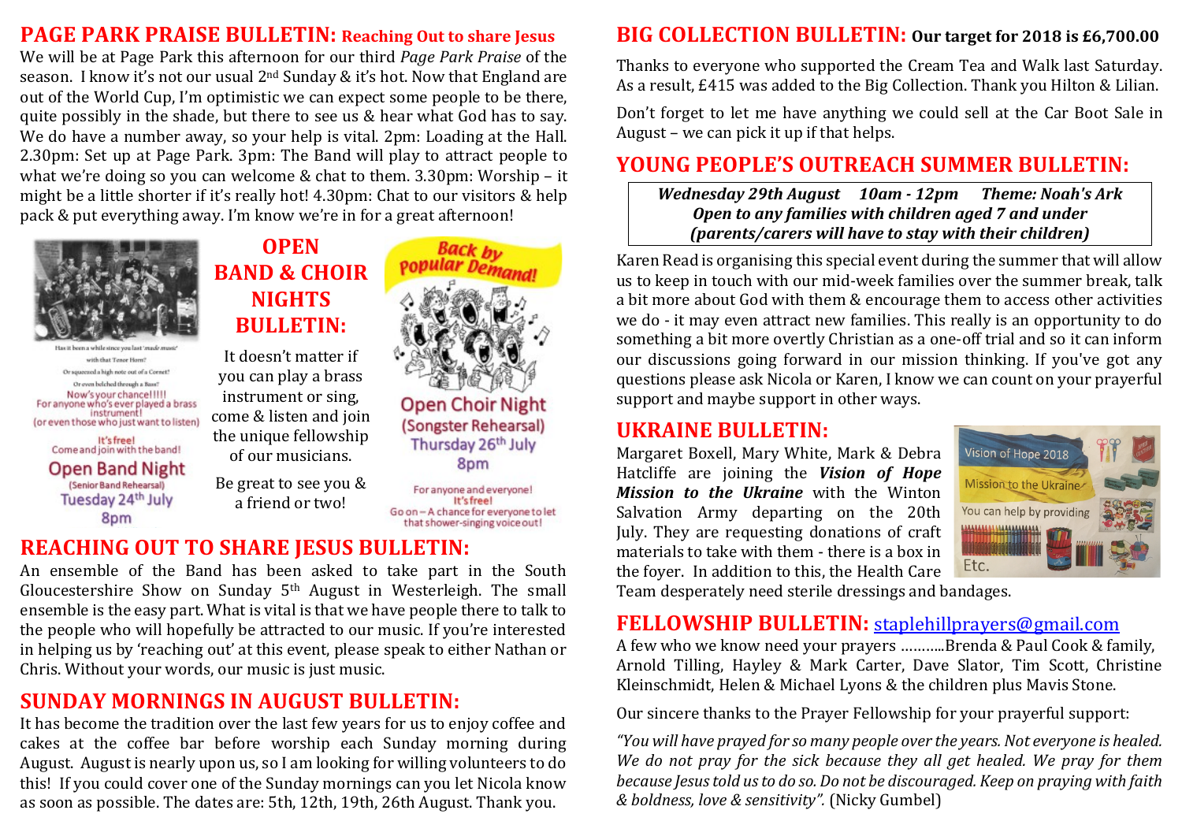## PAGE PARK PRAISE BULLETIN: Reaching Out to share Jesus

We will be at Page Park this afternoon for our third *Page Park Praise* of the season. I know it's not our usual 2nd Sunday & it's hot. Now that England are out of the World Cup, I'm optimistic we can expect some people to be there, quite possibly in the shade, but there to see us & hear what God has to say. We do have a number away, so your help is vital. 2pm: Loading at the Hall. 2.30pm: Set up at Page Park. 3pm: The Band will play to attract people to what we're doing so you can welcome & chat to them. 3.30pm: Worship – it might be a little shorter if it's really hot! 4.30pm: Chat to our visitors & help pack & put everything away. I'm know we're in for a great afternoon!

Has it been a while since you last 'made music' with that Tenor Horn?
Or squeezed a high note out of a Cornet?
Or even belched through a Bass?
Now's your chance!!!!
For anyone who's ever played a brass instrument!
(or even those who just want to listen)

It's free!
Come and join with the band!

**Open Band Night**
(Senior Band Rehearsal)
Tuesday 24th July
8pm

## OPEN BAND & CHOIR NIGHTS BULLETIN:

It doesn't matter if you can play a brass instrument or sing, come & listen and join the unique fellowship of our musicians.

Be great to see you & a friend or two!

Back by Popular Demand!

**Open Choir Night**
(Songster Rehearsal)
Thursday 26th July
8pm

For anyone and everyone!
It's free!
Go on – A chance for everyone to let that shower-singing voice out!

## REACHING OUT TO SHARE JESUS BULLETIN:

An ensemble of the Band has been asked to take part in the South Gloucestershire Show on Sunday 5th August in Westerleigh. The small ensemble is the easy part. What is vital is that we have people there to talk to the people who will hopefully be attracted to our music. If you're interested in helping us by 'reaching out' at this event, please speak to either Nathan or Chris. Without your words, our music is just music.

## SUNDAY MORNINGS IN AUGUST BULLETIN:

It has become the tradition over the last few years for us to enjoy coffee and cakes at the coffee bar before worship each Sunday morning during August. August is nearly upon us, so I am looking for willing volunteers to do this! If you could cover one of the Sunday mornings can you let Nicola know as soon as possible. The dates are: 5th, 12th, 19th, 26th August. Thank you.

## BIG COLLECTION BULLETIN: Our target for 2018 is £6,700.00

Thanks to everyone who supported the Cream Tea and Walk last Saturday. As a result, £415 was added to the Big Collection. Thank you Hilton & Lilian.

Don't forget to let me have anything we could sell at the Car Boot Sale in August – we can pick it up if that helps.

## YOUNG PEOPLE'S OUTREACH SUMMER BULLETIN:

***Wednesday 29th August 10am - 12pm Theme: Noah's Ark***
***Open to any families with children aged 7 and under***
***(parents/carers will have to stay with their children)***

Karen Read is organising this special event during the summer that will allow us to keep in touch with our mid-week families over the summer break, talk a bit more about God with them & encourage them to access other activities we do - it may even attract new families. This really is an opportunity to do something a bit more overtly Christian as a one-off trial and so it can inform our discussions going forward in our mission thinking. If you've got any questions please ask Nicola or Karen, I know we can count on your prayerful support and maybe support in other ways.

## UKRAINE BULLETIN:

Margaret Boxell, Mary White, Mark & Debra Hatcliffe are joining the ***Vision of Hope Mission to the Ukraine*** with the Winton Salvation Army departing on the 20th July. They are requesting donations of craft materials to take with them - there is a box in the foyer. In addition to this, the Health Care Team desperately need sterile dressings and bandages.

Vision of Hope 2018
Mission to the Ukraine
You can help by providing
Etc.

## FELLOWSHIP BULLETIN: staplehillprayers@gmail.com

A few who we know need your prayers ..........Brenda & Paul Cook & family, Arnold Tilling, Hayley & Mark Carter, Dave Slator, Tim Scott, Christine Kleinschmidt, Helen & Michael Lyons & the children plus Mavis Stone.

Our sincere thanks to the Prayer Fellowship for your prayerful support:

*"You will have prayed for so many people over the years. Not everyone is healed. We do not pray for the sick because they all get healed. We pray for them because Jesus told us to do so. Do not be discouraged. Keep on praying with faith & boldness, love & sensitivity".* (Nicky Gumbel)